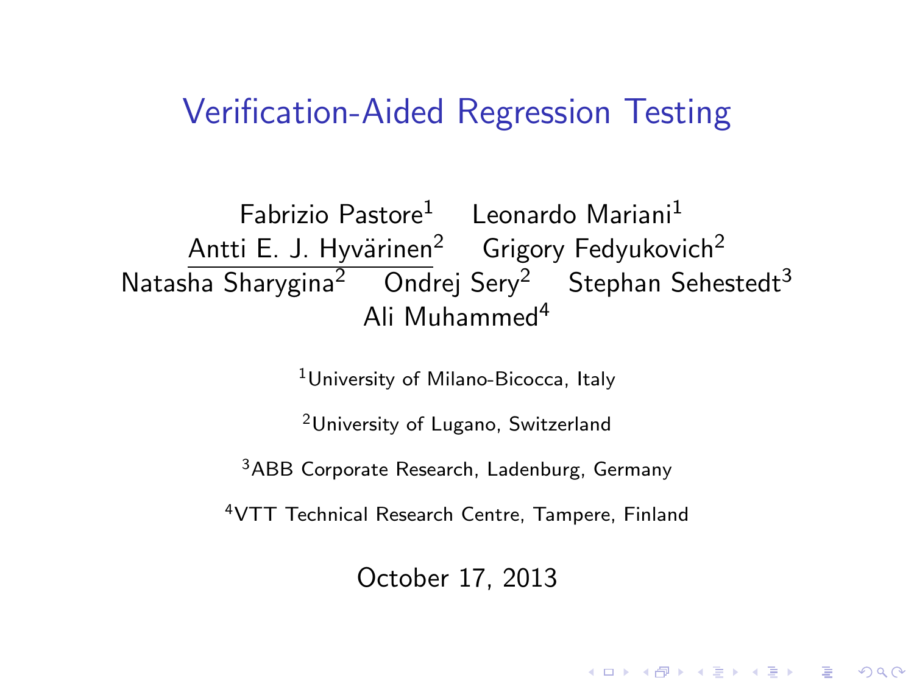# Verification-Aided Regression Testing

Fabrizio Pastore[1] Leonardo Mariani[1]
Antti E. J. Hyvärinen[2] Grigory Fedyukovich[2]
Natasha Sharygina[2] Ondrej Sery[2] Stephan Sehestedt[3]
Ali Muhammed[4]

[1]University of Milano-Bicocca, Italy

[2]University of Lugano, Switzerland

[3]ABB Corporate Research, Ladenburg, Germany

[4]VTT Technical Research Centre, Tampere, Finland

October 17, 2013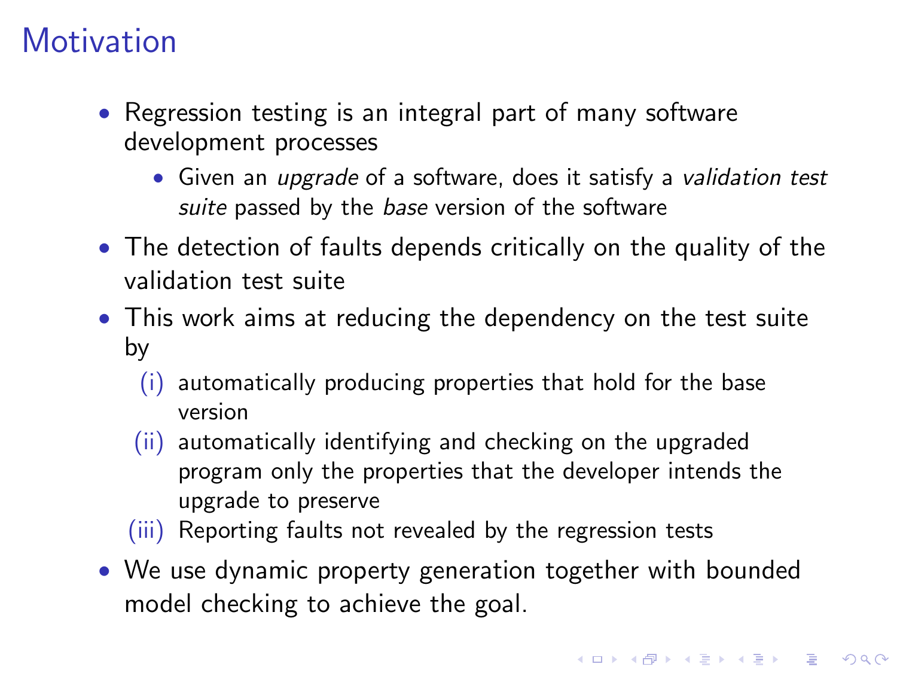# Motivation

- Regression testing is an integral part of many software development processes
  - Given an *upgrade* of a software, does it satisfy a *validation test suite* passed by the *base* version of the software
- The detection of faults depends critically on the quality of the validation test suite
- This work aims at reducing the dependency on the test suite by
  - (i) automatically producing properties that hold for the base version
  - (ii) automatically identifying and checking on the upgraded program only the properties that the developer intends the upgrade to preserve
  - (iii) Reporting faults not revealed by the regression tests
- We use dynamic property generation together with bounded model checking to achieve the goal.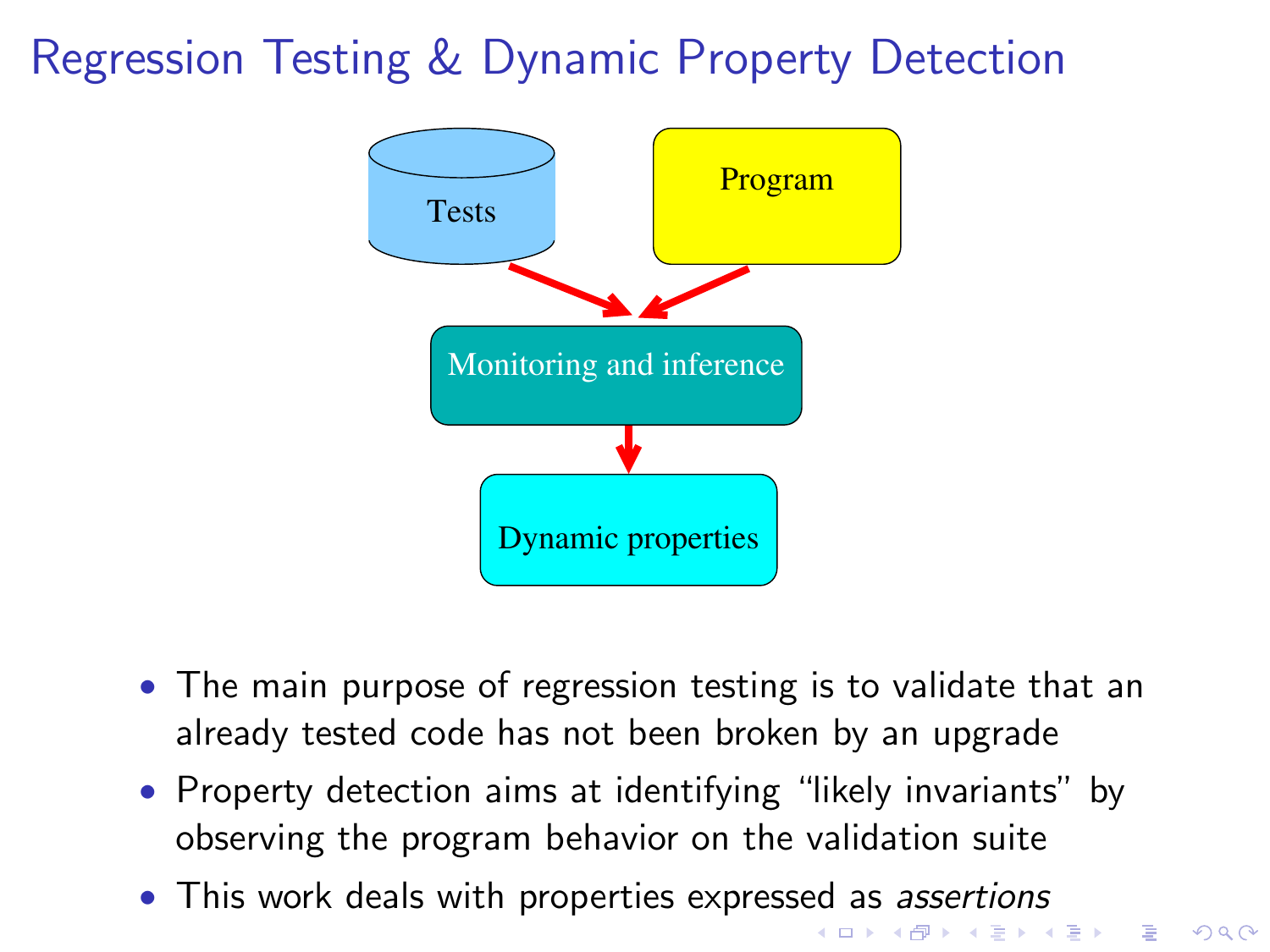# Regression Testing & Dynamic Property Detection

Tests

Program

Monitoring and inference

Dynamic properties

- The main purpose of regression testing is to validate that an already tested code has not been broken by an upgrade
- Property detection aims at identifying “likely invariants” by observing the program behavior on the validation suite
- This work deals with properties expressed as *assertions*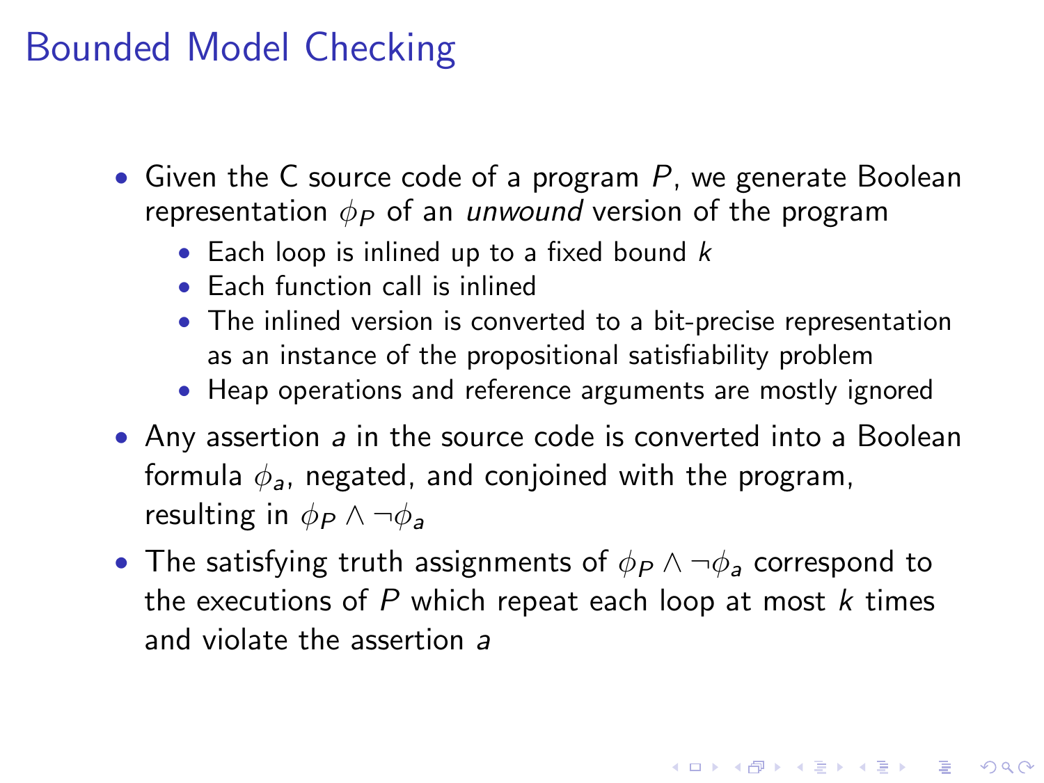# Bounded Model Checking

- Given the C source code of a program $P$, we generate Boolean representation $\phi_P$ of an *unwound* version of the program
  - Each loop is inlined up to a fixed bound $k$
  - Each function call is inlined
  - The inlined version is converted to a bit-precise representation as an instance of the propositional satisfiability problem
  - Heap operations and reference arguments are mostly ignored
- Any assertion $a$ in the source code is converted into a Boolean formula $\phi_a$, negated, and conjoined with the program, resulting in $\phi_P \land \neg\phi_a$
- The satisfying truth assignments of $\phi_P \land \neg\phi_a$ correspond to the executions of $P$ which repeat each loop at most $k$ times and violate the assertion $a$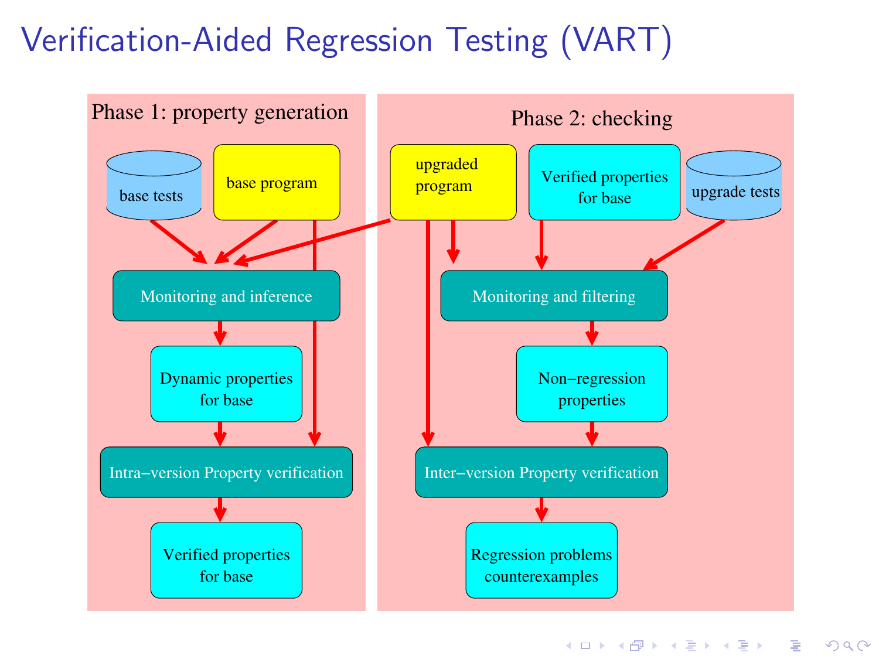# Verification-Aided Regression Testing (VART)

**Phase 1: property generation**

- base tests
- base program
- Monitoring and inference
- Dynamic properties for base
- Intra−version Property verification
- Verified properties for base

**Phase 2: checking**

- upgraded program
- Verified properties for base
- upgrade tests
- Monitoring and filtering
- Non−regression properties
- Inter−version Property verification
- Regression problems counterexamples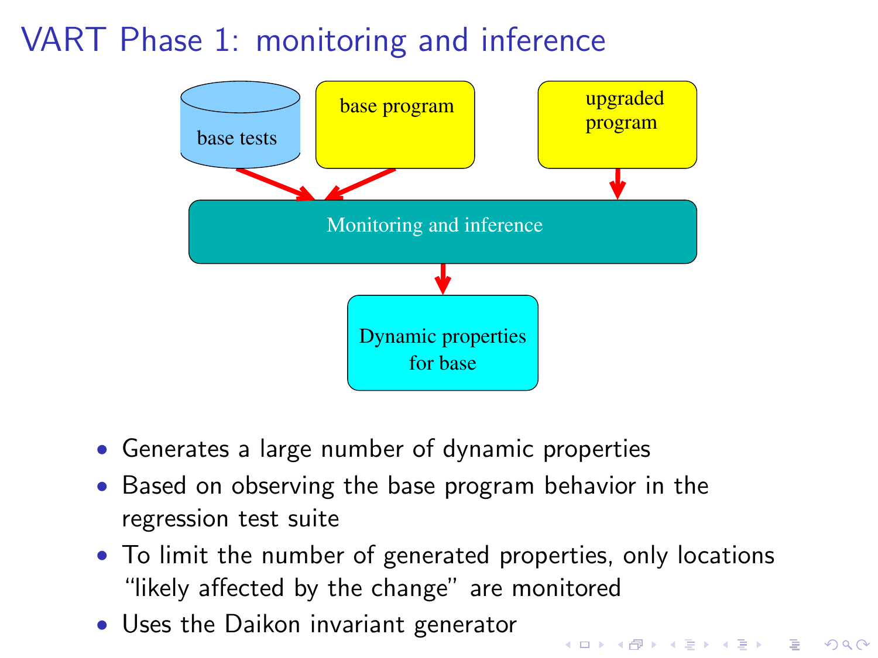# VART Phase 1: monitoring and inference

base tests

base program

upgraded program

Monitoring and inference

Dynamic properties for base

- Generates a large number of dynamic properties
- Based on observing the base program behavior in the regression test suite
- To limit the number of generated properties, only locations "likely affected by the change" are monitored
- Uses the Daikon invariant generator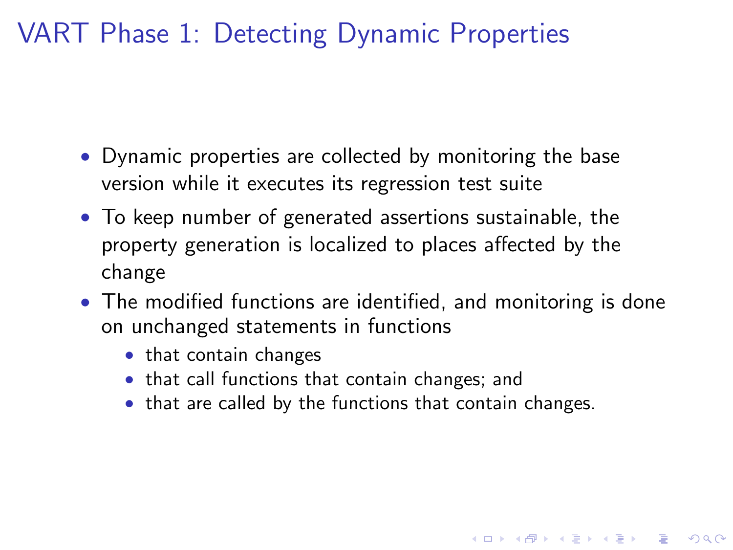# VART Phase 1: Detecting Dynamic Properties

- Dynamic properties are collected by monitoring the base version while it executes its regression test suite
- To keep number of generated assertions sustainable, the property generation is localized to places affected by the change
- The modified functions are identified, and monitoring is done on unchanged statements in functions
  - that contain changes
  - that call functions that contain changes; and
  - that are called by the functions that contain changes.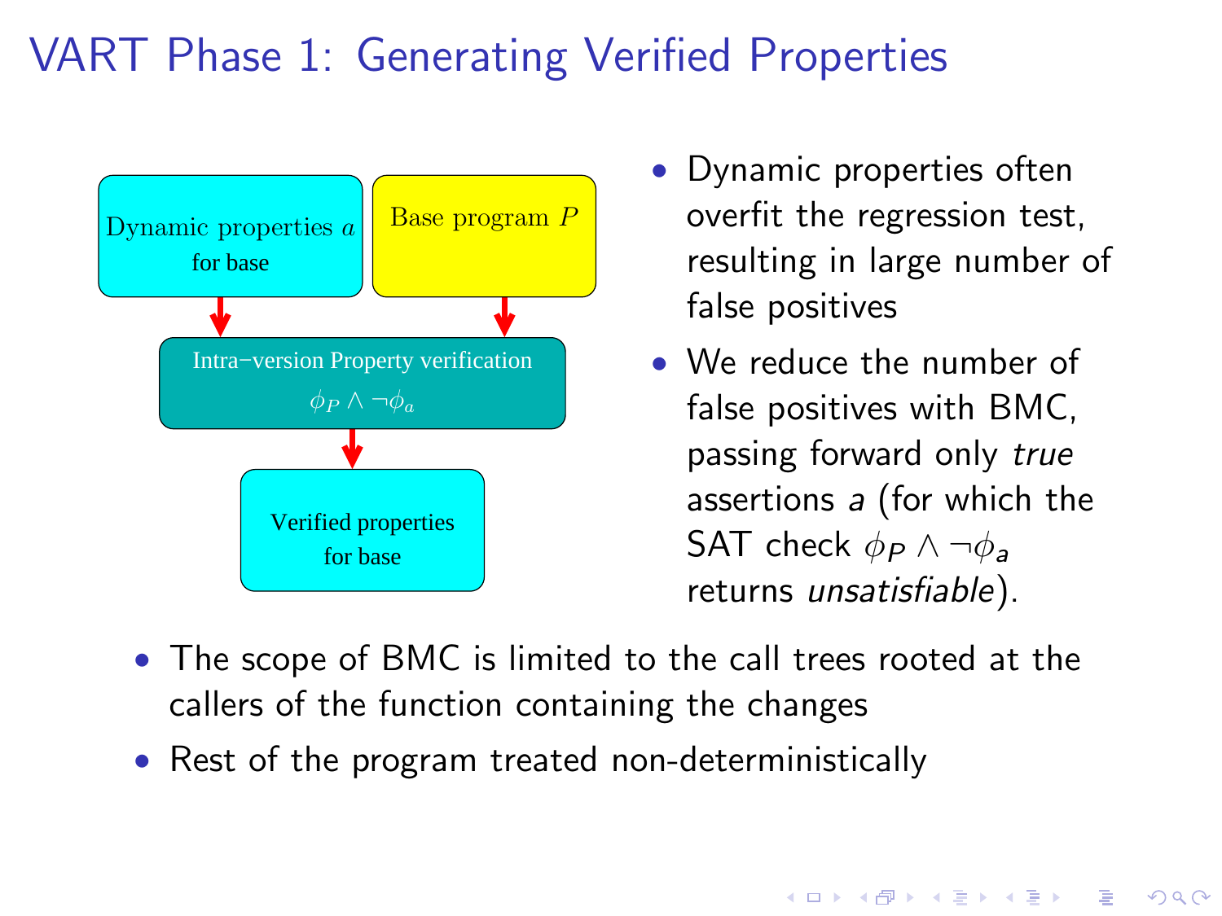# VART Phase 1: Generating Verified Properties

Dynamic properties $a$ for base

Base program $P$

Intra−version Property verification

$\phi_P \wedge \neg\phi_a$

Verified properties for base

- Dynamic properties often overfit the regression test, resulting in large number of false positives
- We reduce the number of false positives with BMC, passing forward only *true* assertions $a$ (for which the SAT check $\phi_P \wedge \neg\phi_a$ returns *unsatisfiable*).

- The scope of BMC is limited to the call trees rooted at the callers of the function containing the changes
- Rest of the program treated non-deterministically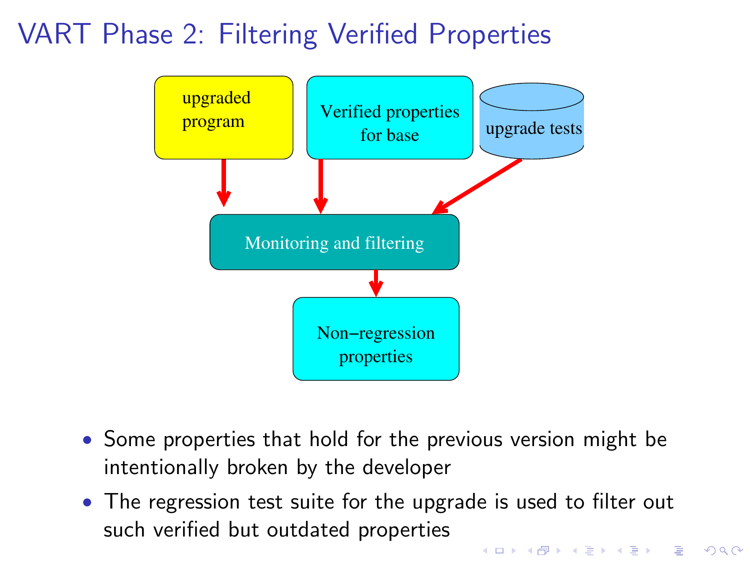# VART Phase 2: Filtering Verified Properties

upgraded program

Verified properties for base

upgrade tests

Monitoring and filtering

Non–regression properties

- Some properties that hold for the previous version might be intentionally broken by the developer
- The regression test suite for the upgrade is used to filter out such verified but outdated properties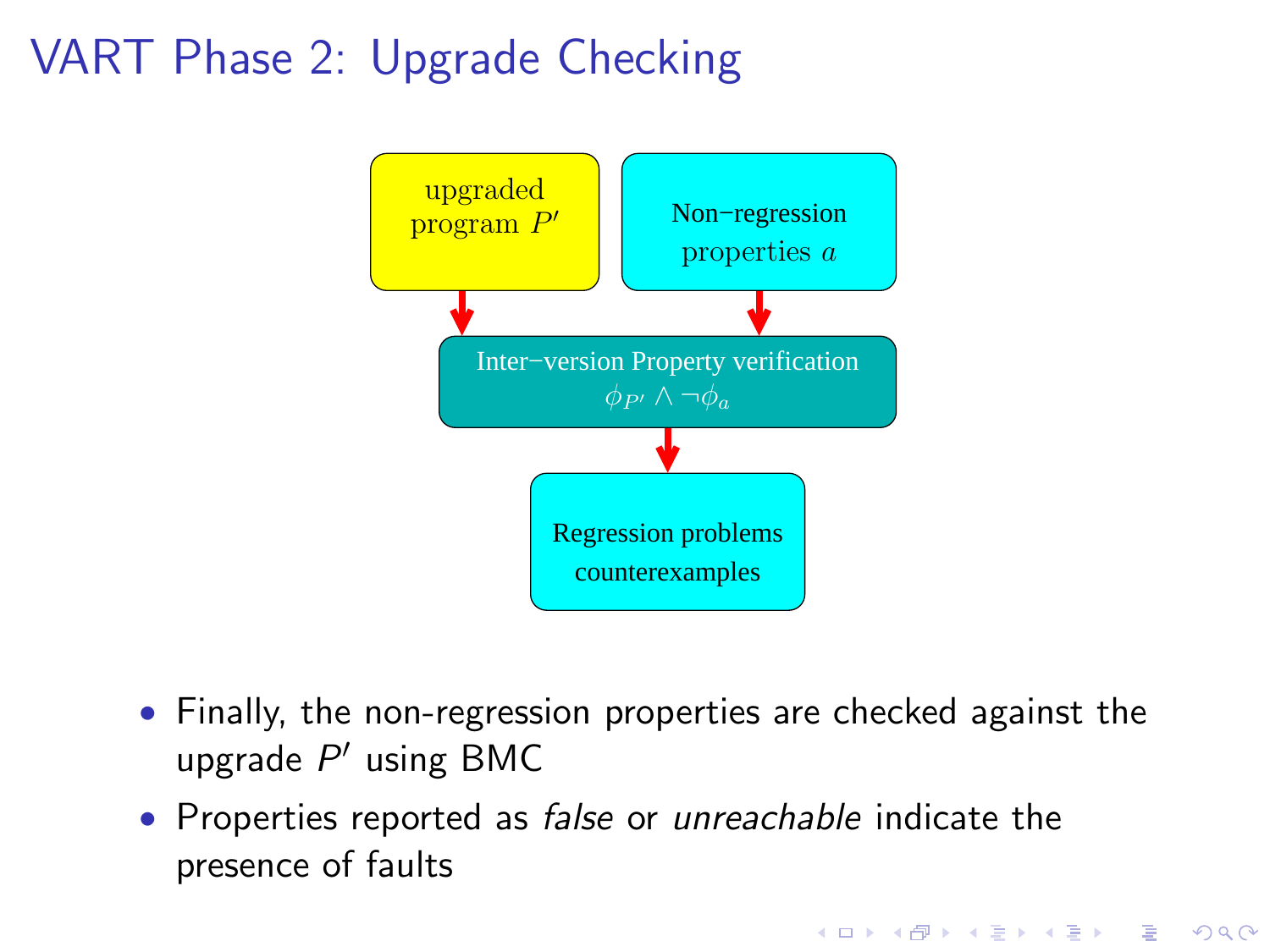# VART Phase 2: Upgrade Checking

upgraded program $P'$

Non−regression properties $a$

Inter−version Property verification
$\phi_{P'} \wedge \neg\phi_a$

Regression problems counterexamples

- Finally, the non-regression properties are checked against the upgrade $P'$ using BMC
- Properties reported as *false* or *unreachable* indicate the presence of faults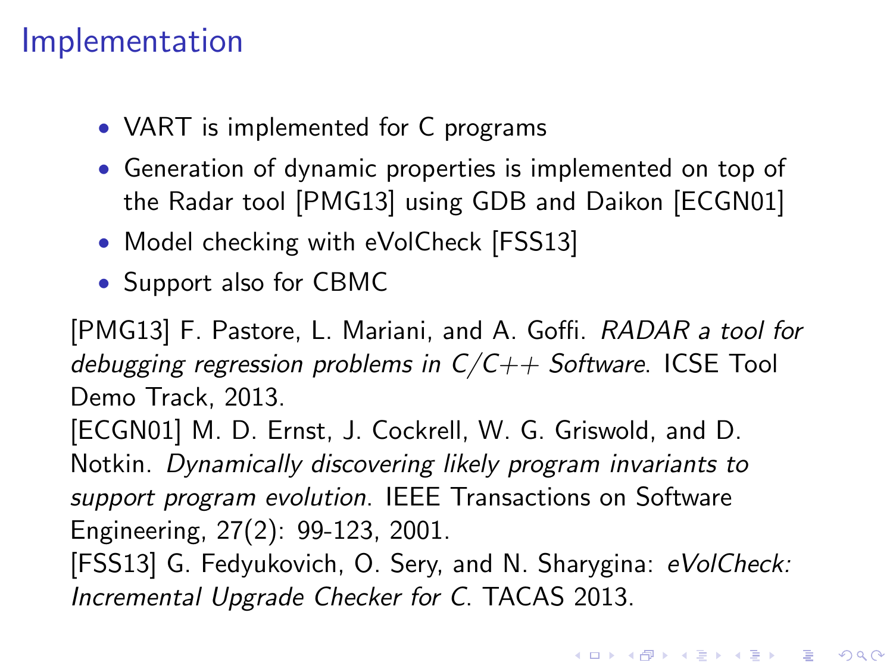# Implementation

- VART is implemented for C programs
- Generation of dynamic properties is implemented on top of the Radar tool [PMG13] using GDB and Daikon [ECGN01]
- Model checking with eVolCheck [FSS13]
- Support also for CBMC

[PMG13] F. Pastore, L. Mariani, and A. Goffi. *RADAR a tool for debugging regression problems in C/C++ Software*. ICSE Tool Demo Track, 2013.
[ECGN01] M. D. Ernst, J. Cockrell, W. G. Griswold, and D. Notkin. *Dynamically discovering likely program invariants to support program evolution*. IEEE Transactions on Software Engineering, 27(2): 99-123, 2001.
[FSS13] G. Fedyukovich, O. Sery, and N. Sharygina: *eVolCheck: Incremental Upgrade Checker for C*. TACAS 2013.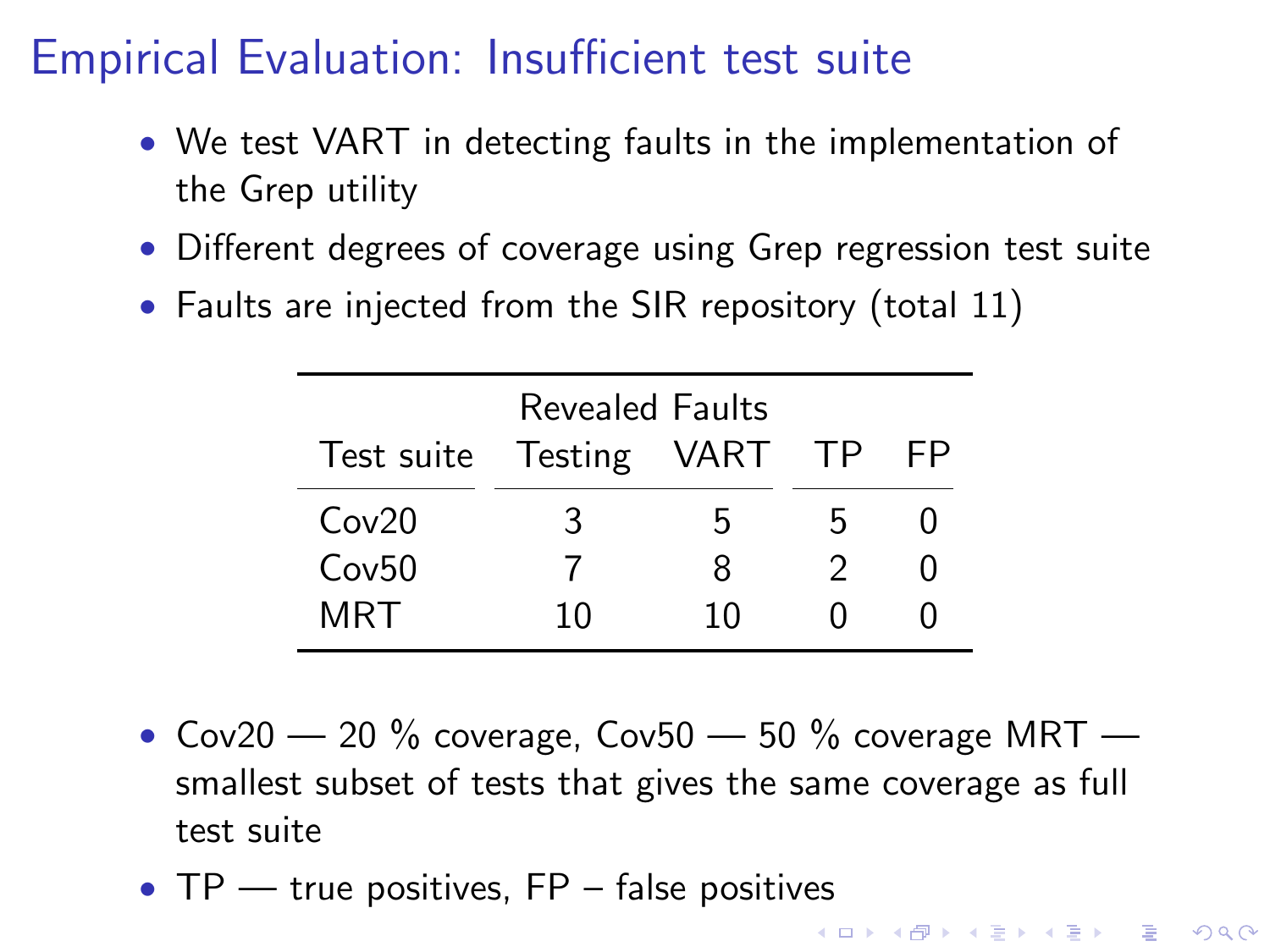# Empirical Evaluation: Insufficient test suite

- We test VART in detecting faults in the implementation of the Grep utility
- Different degrees of coverage using Grep regression test suite
- Faults are injected from the SIR repository (total 11)

| | Revealed Faults | | | |
|---|---|---|---|---|
| Test suite | Testing | VART | TP | FP |
| Cov20 | 3 | 5 | 5 | 0 |
| Cov50 | 7 | 8 | 2 | 0 |
| MRT | 10 | 10 | 0 | 0 |

- Cov20 — 20 % coverage, Cov50 — 50 % coverage MRT — smallest subset of tests that gives the same coverage as full test suite
- TP — true positives, FP – false positives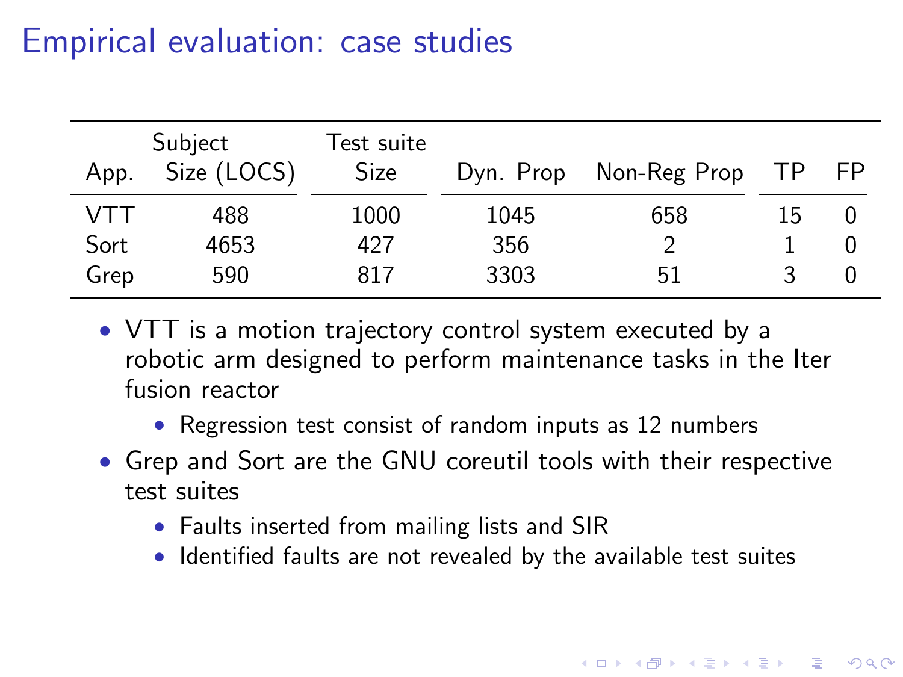# Empirical evaluation: case studies

| App. | Subject Size (LOCS) | Test suite Size | Dyn. Prop | Non-Reg Prop | TP | FP |
|---|---|---|---|---|---|---|
| VTT | 488 | 1000 | 1045 | 658 | 15 | 0 |
| Sort | 4653 | 427 | 356 | 2 | 1 | 0 |
| Grep | 590 | 817 | 3303 | 51 | 3 | 0 |

- VTT is a motion trajectory control system executed by a robotic arm designed to perform maintenance tasks in the Iter fusion reactor
  - Regression test consist of random inputs as 12 numbers
- Grep and Sort are the GNU coreutil tools with their respective test suites
  - Faults inserted from mailing lists and SIR
  - Identified faults are not revealed by the available test suites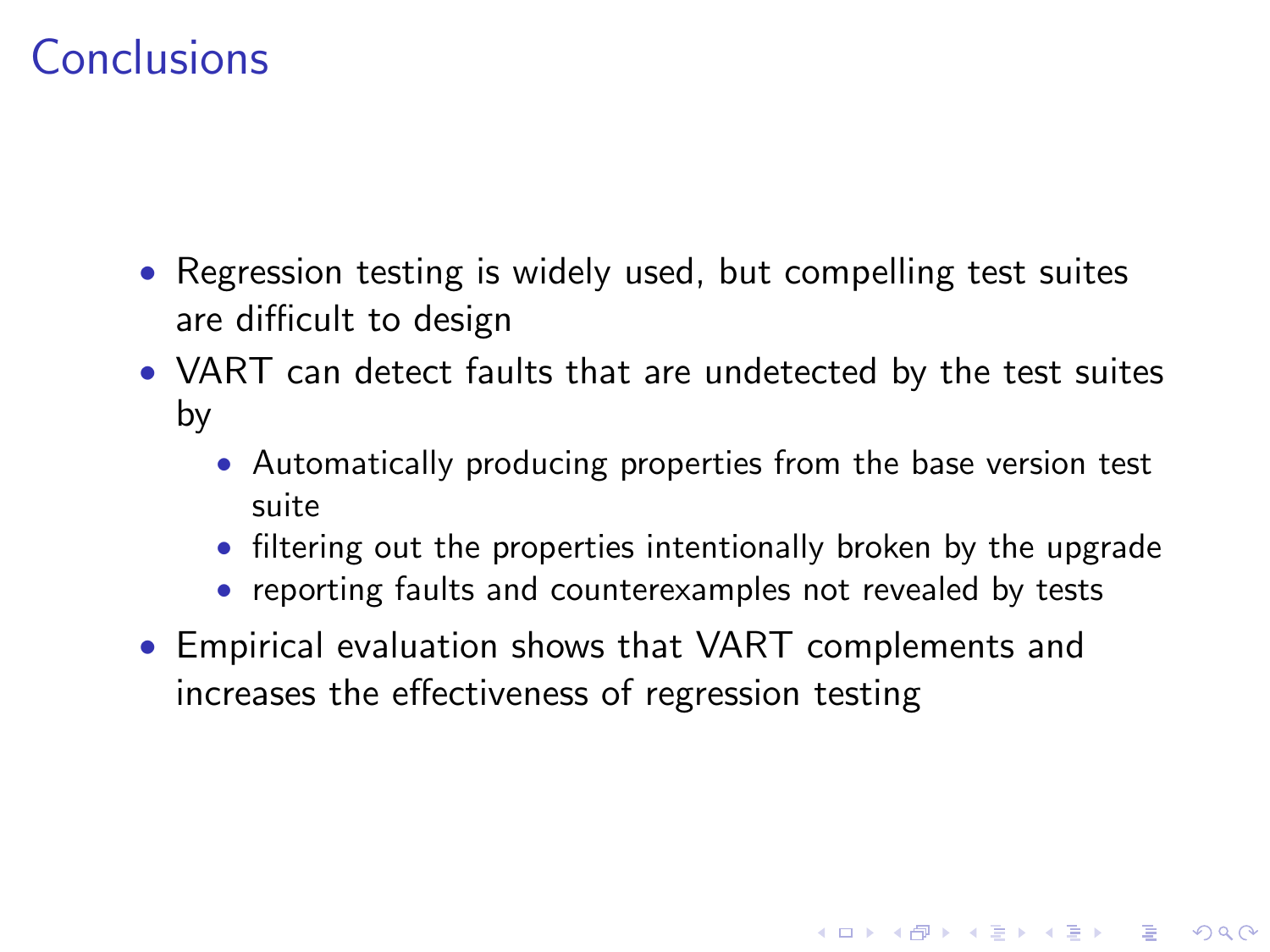# Conclusions

- Regression testing is widely used, but compelling test suites are difficult to design
- VART can detect faults that are undetected by the test suites by
  - Automatically producing properties from the base version test suite
  - filtering out the properties intentionally broken by the upgrade
  - reporting faults and counterexamples not revealed by tests
- Empirical evaluation shows that VART complements and increases the effectiveness of regression testing